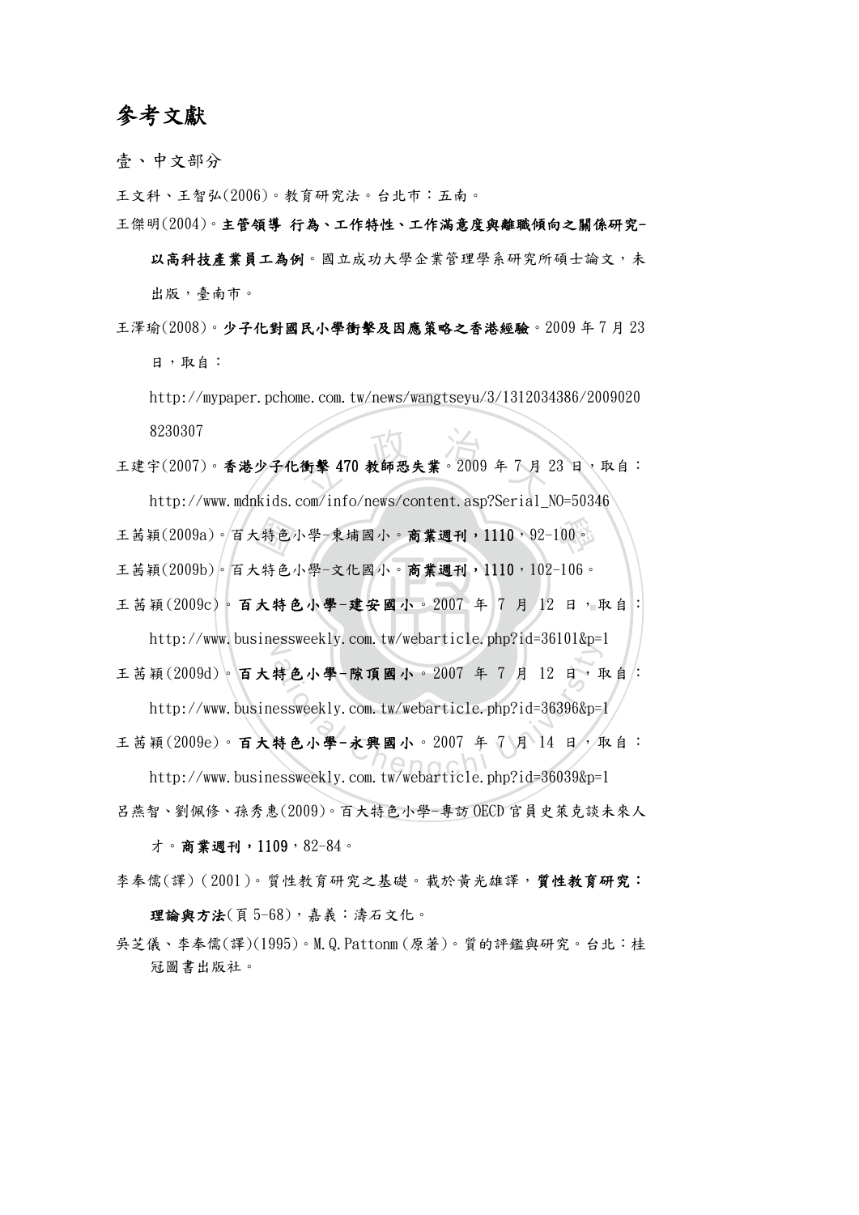# 參考文獻

## 壹、中文部分

王文科、王智弘(2006)。教育研究法。台北市：五南。

王傑明(2004)。**主管領導 行為、工作特性、工作滿意度與離職傾向之關係研究-以高科技產業員工為例**。國立成功大學企業管理學系研究所碩士論文，未出版，臺南市。

王澤瑜(2008)。**少子化對國民小學衝擊及因應策略之香港經驗**。2009 年 7 月 23 日，取自：http://mypaper.pchome.com.tw/news/wangtseyu/3/1312034386/20090208230307

王建宇(2007)。**香港少子化衝擊 470 教師恐失業**。2009 年 7 月 23 日，取自：http://www.mdnkids.com/info/news/content.asp?Serial_NO=50346

王茜穎(2009a)。百大特色小學-東埔國小。**商業週刊，1110**，92-100。

王茜穎(2009b)。百大特色小學-文化國小。**商業週刊，1110**，102-106。

王茜穎(2009c)。**百大特色小學-建安國小**。2007 年 7 月 12 日，取自：http://www.businessweekly.com.tw/webarticle.php?id=36101&p=1

王茜穎(2009d)。**百大特色小學-隙頂國小**。2007 年 7 月 12 日，取自：http://www.businessweekly.com.tw/webarticle.php?id=36396&p=1

王茜穎(2009e)。**百大特色小學-永興國小**。2007 年 7 月 14 日，取自：http://www.businessweekly.com.tw/webarticle.php?id=36039&p=1

呂燕智、劉佩修、孫秀惠(2009)。百大特色小學-專訪 OECD 官員史萊克談未來人才。**商業週刊，1109**，82-84。

李奉儒(譯)(2001)。質性教育研究之基礎。載於黃光雄譯，**質性教育研究：理論與方法**(頁 5-68)，嘉義：濤石文化。

吳芝儀、李奉儒(譯)(1995)。M.Q.Pattonm(原著)。質的評鑑與研究。台北：桂冠圖書出版社。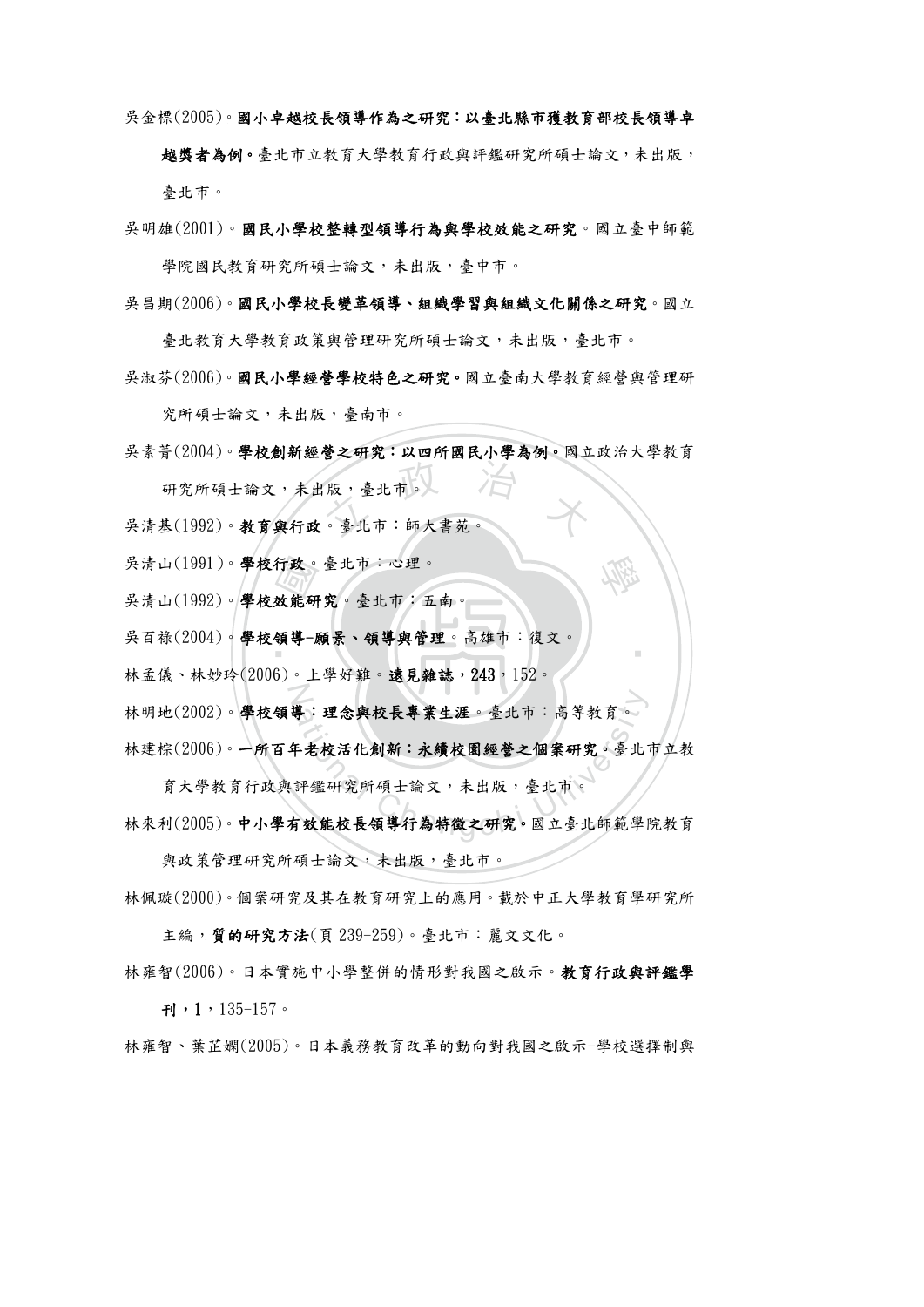吳金標(2005)。**國小卓越校長領導作為之研究：以臺北縣市獲教育部校長領導卓越獎者為例。**臺北市立教育大學教育行政與評鑑研究所碩士論文，未出版，臺北市。

吳明雄(2001)。**國民小學校整轉型領導行為與學校效能之研究**。國立臺中師範學院國民教育研究所碩士論文，未出版，臺中市。

吳昌期(2006)。**國民小學校長變革領導、組織學習與組織文化關係之研究**。國立臺北教育大學教育政策與管理研究所碩士論文，未出版，臺北市。

吳淑芬(2006)。**國民小學經營學校特色之研究。**國立臺南大學教育經營與管理研究所碩士論文，未出版，臺南市。

吳素菁(2004)。**學校創新經營之研究：以四所國民小學為例。**國立政治大學教育研究所碩士論文，未出版，臺北市。

吳清基(1992)。**教育與行政**。臺北市：師大書苑。

吳清山(1991)。**學校行政**。臺北市：心理。

吳清山(1992)。**學校效能研究**。臺北市：五南。

吳百祿(2004)。**學校領導-願景、領導與管理**。高雄市：復文。

林孟儀、林妙玲(2006)。上學好難。**遠見雜誌，243**，152。

林明地(2002)。**學校領導：理念與校長專業生涯**。臺北市：高等教育。

林建棕(2006)。**一所百年老校活化創新：永續校園經營之個案研究。**臺北市立教育大學教育行政與評鑑研究所碩士論文，未出版，臺北市。

林來利(2005)。**中小學有效能校長領導行為特徵之研究。**國立臺北師範學院教育與政策管理研究所碩士論文，未出版，臺北市。

林佩璇(2000)。個案研究及其在教育研究上的應用。載於中正大學教育學研究所主編，**質的研究方法**(頁 239-259)。臺北市：麗文文化。

林雍智(2006)。日本實施中小學整併的情形對我國之啟示。**教育行政與評鑑學刊，1**，135-157。

林雍智、葉芷嫻(2005)。日本義務教育改革的動向對我國之啟示-學校選擇制與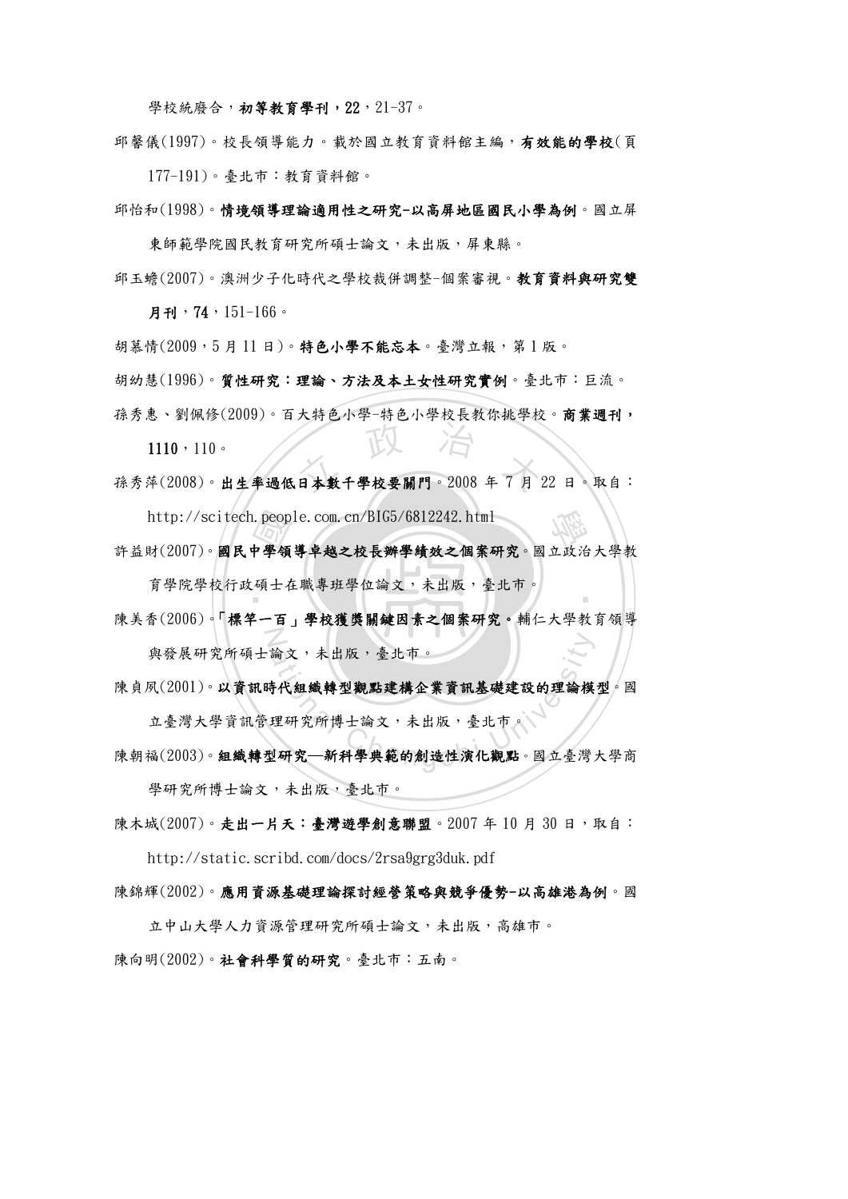學校統廢合，**初等教育學刊，22**，21-37。

邱馨儀(1997)。校長領導能力。載於國立教育資料館主編，**有效能的學校**(頁177-191)。臺北市：教育資料館。

邱怡和(1998)。**情境領導理論適用性之研究-以高屏地區國民小學為例**。國立屏東師範學院國民教育研究所碩士論文，未出版，屏東縣。

邱玉蟾(2007)。澳洲少子化時代之學校裁併調整-個案審視。**教育資料與研究雙月刊，74**，151-166。

胡慕情(2009，5月11日)。**特色小學不能忘本**。臺灣立報，第1版。

胡幼慧(1996)。**質性研究：理論、方法及本土女性研究實例**。臺北市：巨流。

孫秀惠、劉佩修(2009)。百大特色小學-特色小學校長教你挑學校。**商業週刊，1110**，110。

孫秀萍(2008)。**出生率過低日本數千學校要關門**。2008年7月22日。取自：http://scitech.people.com.cn/BIG5/6812242.html

許益財(2007)。**國民中學領導卓越之校長辦學績效之個案研究**。國立政治大學教育學院學校行政碩士在職專班學位論文，未出版，臺北市。

陳美香(2006)。**「標竿一百」學校獲獎關鍵因素之個案研究。**輔仁大學教育領導與發展研究所碩士論文，未出版，臺北市。

陳貞夙(2001)。**以資訊時代組織轉型觀點建構企業資訊基礎建設的理論模型**。國立臺灣大學資訊管理研究所博士論文，未出版，臺北市。

陳朝福(2003)。**組織轉型研究—新科學典範的創造性演化觀點**。國立臺灣大學商學研究所博士論文，未出版，臺北市。

陳木城(2007)。**走出一片天：臺灣遊學創意聯盟**。2007年10月30日，取自：http://static.scribd.com/docs/2rsa9grg3duk.pdf

陳錦輝(2002)。**應用資源基礎理論探討經營策略與競爭優勢-以高雄港為例**。國立中山大學人力資源管理研究所碩士論文，未出版，高雄市。

陳向明(2002)。**社會科學質的研究**。臺北市：五南。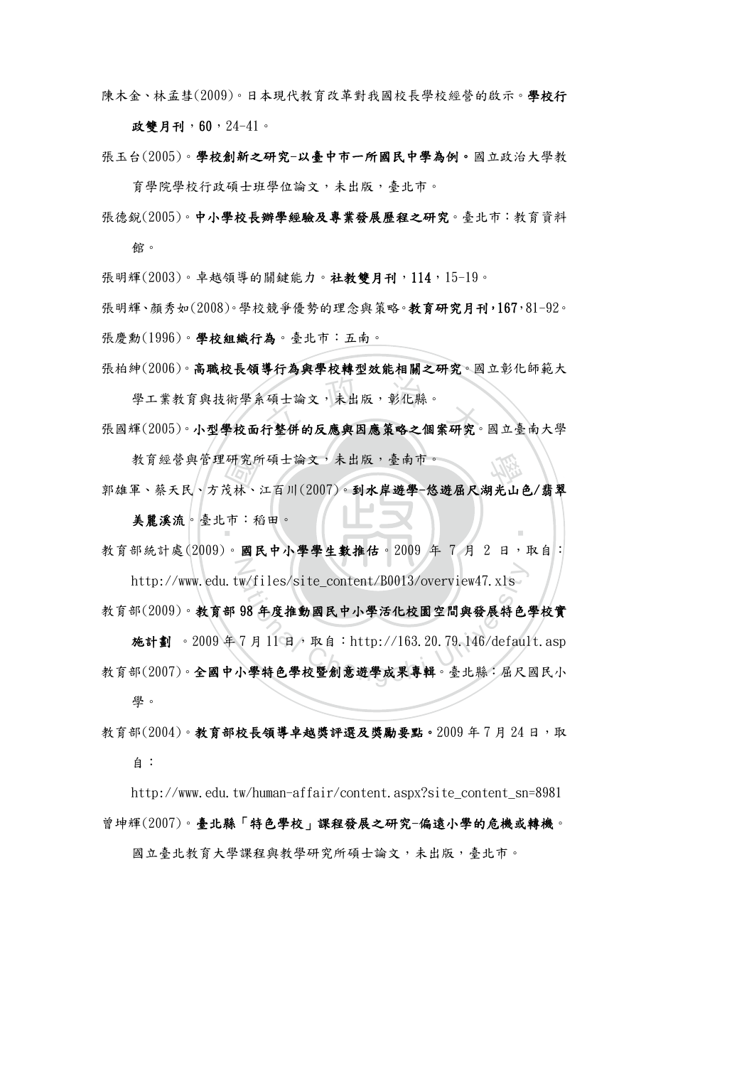陳木金、林孟彗(2009)。日本現代教育改革對我國校長學校經營的啟示。**學校行政雙月刊，60**，24-41。

張玉台(2005)。**學校創新之研究-以臺中市一所國民中學為例**。國立政治大學教育學院學校行政碩士班學位論文，未出版，臺北市。

張德銳(2005)。**中小學校長辦學經驗及專業發展歷程之研究**。臺北市：教育資料館。

張明輝(2003)。卓越領導的關鍵能力。**社教雙月刊，114**，15-19。

張明輝、顏秀如(2008)。學校競爭優勢的理念與策略。**教育研究月刊，167**，81-92。

張慶勳(1996)。**學校組織行為**。臺北市：五南。

張柏紳(2006)。**高職校長領導行為與學校轉型效能相關之研究**。國立彰化師範大學工業教育與技術學系碩士論文，未出版，彰化縣。

張國輝(2005)。**小型學校面行整併的反應與因應策略之個案研究**。國立臺南大學教育經營與管理研究所碩士論文，未出版，臺南市。

郭雄軍、蔡天民、方茂林、江百川(2007)。**到水岸遊學-悠遊屈尺湖光山色/翡翠美麗溪流**。臺北市：稻田。

教育部統計處(2009)。**國民中小學學生數推估**。2009 年 7 月 2 日，取自：http://www.edu.tw/files/site_content/B0013/overview47.xls

教育部(2009)。**教育部 98 年度推動國民中小學活化校園空間與發展特色學校實施計劃**。2009 年 7 月 11 日，取自：http://163.20.79.146/default.asp

教育部(2007)。**全國中小學特色學校暨創意遊學成果專輯**。臺北縣：屈尺國民小學。

教育部(2004)。**教育部校長領導卓越獎評選及獎勵要點**。2009 年 7 月 24 日，取自：http://www.edu.tw/human-affair/content.aspx?site_content_sn=8981

曾坤輝(2007)。**臺北縣「特色學校」課程發展之研究-偏遠小學的危機或轉機**。國立臺北教育大學課程與教學研究所碩士論文，未出版，臺北市。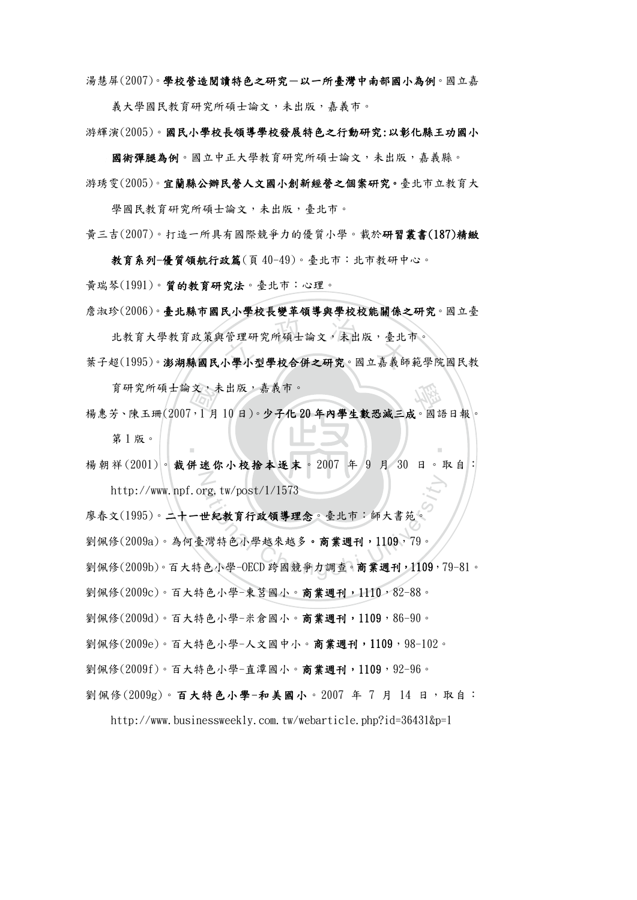湯慧屏(2007)。**學校營造閱讀特色之研究－以一所臺灣中南部國小為例**。國立嘉義大學國民教育研究所碩士論文，未出版，嘉義市。

游輝演(2005)。**國民小學校長領導學校發展特色之行動研究:以彰化縣王功國小國術彈腿為例**。國立中正大學教育研究所碩士論文，未出版，嘉義縣。

游琇雯(2005)。**宜蘭縣公辦民營人文國小創新經營之個案研究**。臺北市立教育大學國民教育研究所碩士論文，未出版，臺北市。

黃三吉(2007)。打造一所具有國際競爭力的優質小學。載於**研習叢書(187)精緻教育系列-優質領航行政篇**(頁 40-49)。臺北市：北市教研中心。

黃瑞琴(1991)。**質的教育研究法**。臺北市：心理。

詹淑珍(2006)。**臺北縣市國民小學校長變革領導與學校校能關係之研究**。國立臺北教育大學教育政策與管理研究所碩士論文，未出版，臺北市。

葉子超(1995)。**澎湖縣國民小學小型學校合併之研究**。國立嘉義師範學院國民教育研究所碩士論文，未出版，嘉義市。

楊惠芳、陳玉珊(2007，1 月 10 日)。**少子化 20 年內學生數恐減三成**。國語日報。第 1 版。

楊朝祥(2001)。**裁併迷你小校捨本逐末**。2007 年 9 月 30 日。取自：http://www.npf.org.tw/post/1/1573

廖春文(1995)。**二十一世紀教育行政領導理念**。臺北市：師大書苑。

劉佩修(2009a)。為何臺灣特色小學越來越多。**商業週刊，1109**，79。

劉佩修(2009b)。百大特色小學-OECD 跨國競爭力調查。**商業週刊，1109**，79-81。

劉佩修(2009c)。百大特色小學-東莒國小。**商業週刊，1110**，82-88。

劉佩修(2009d)。百大特色小學-米倉國小。**商業週刊，1109**，86-90。

劉佩修(2009e)。百大特色小學-人文國中小。**商業週刊，1109**，98-102。

劉佩修(2009f)。百大特色小學-直潭國小。**商業週刊，1109**，92-96。

劉佩修(2009g)。**百大特色小學-和美國小**。2007 年 7 月 14 日，取自：http://www.businessweekly.com.tw/webarticle.php?id=36431&p=1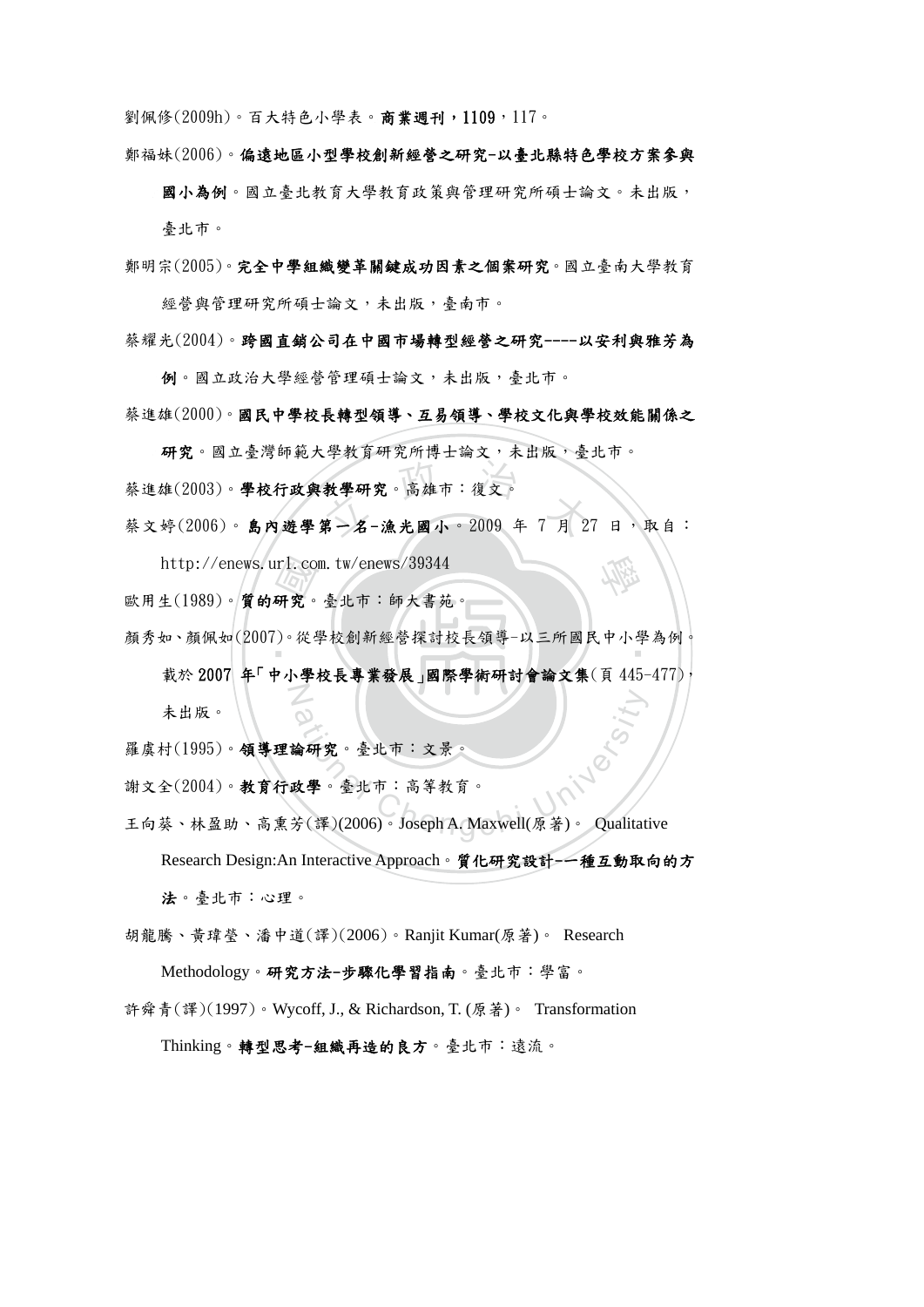劉佩修(2009h)。百大特色小學表。**商業週刊，1109**，117。

鄭福妹(2006)。**偏遠地區小型學校創新經營之研究-以臺北縣特色學校方案參與國小為例**。國立臺北教育大學教育政策與管理研究所碩士論文。未出版，臺北市。

鄭明宗(2005)。**完全中學組織變革關鍵成功因素之個案研究**。國立臺南大學教育經營與管理研究所碩士論文，未出版，臺南市。

蔡耀光(2004)。**跨國直銷公司在中國市場轉型經營之研究----以安利與雅芳為例**。國立政治大學經營管理碩士論文，未出版，臺北市。

蔡進雄(2000)。**國民中學校長轉型領導、互易領導、學校文化與學校效能關係之研究**。國立臺灣師範大學教育研究所博士論文，未出版，臺北市。

蔡進雄(2003)。**學校行政與教學研究**。高雄市：復文。

蔡文婷(2006)。**島內遊學第一名-漁光國小**。2009 年 7 月 27 日，取自：http://enews.url.com.tw/enews/39344

歐用生(1989)。**質的研究**。臺北市：師大書苑。

顏秀如、顏佩如(2007)。從學校創新經營探討校長領導-以三所國民中小學為例。載於 **2007 年「中小學校長專業發展」國際學術研討會論文集**(頁 445-477)，未出版。

羅虞村(1995)。**領導理論研究**。臺北市：文景。

謝文全(2004)。**教育行政學**。臺北市：高等教育。

王向葵、林盈助、高熏芳(譯)(2006)。Joseph A. Maxwell(原著)。 Qualitative Research Design:An Interactive Approach。**質化研究設計--一種互動取向的方法**。臺北市：心理。

胡龍騰、黃瑋瑩、潘中道(譯)(2006)。Ranjit Kumar(原著)。 Research Methodology。**研究方法-步驟化學習指南**。臺北市：學富。

許舜青(譯)(1997)。Wycoff, J., & Richardson, T. (原著)。 Transformation Thinking。**轉型思考-組織再造的良方**。臺北市：遠流。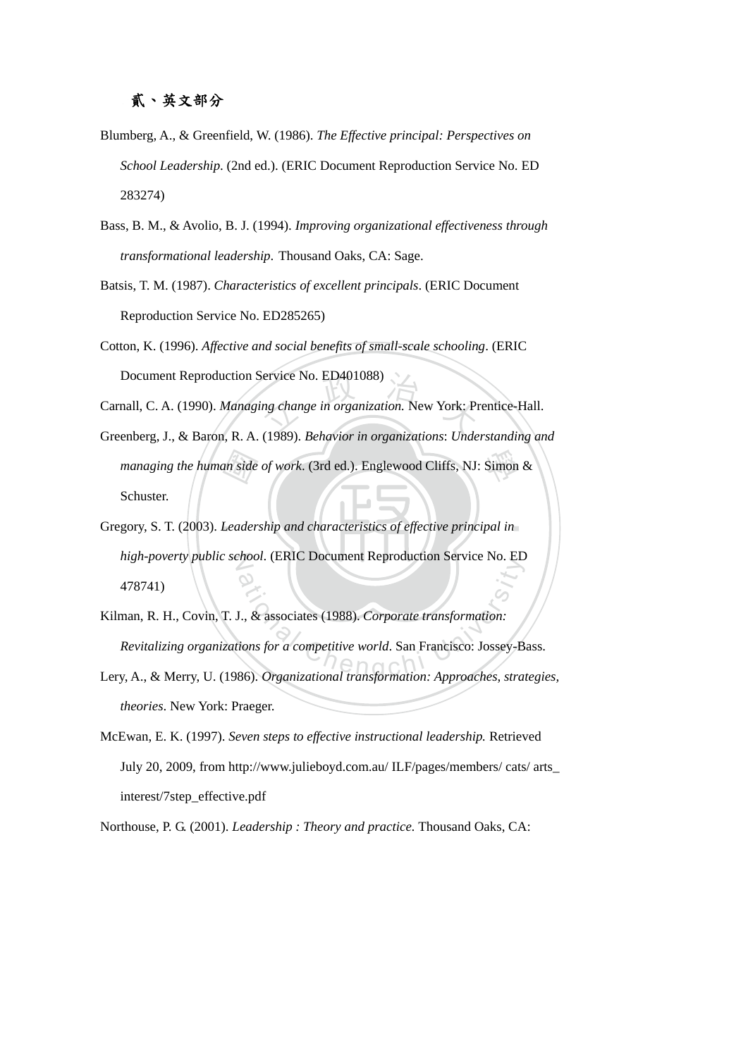## 貳、英文部分

Blumberg, A., & Greenfield, W. (1986). *The Effective principal: Perspectives on School Leadership*. (2nd ed.). (ERIC Document Reproduction Service No. ED 283274)

Bass, B. M., & Avolio, B. J. (1994). *Improving organizational effectiveness through transformational leadership*. Thousand Oaks, CA: Sage.

Batsis, T. M. (1987). *Characteristics of excellent principals*. (ERIC Document Reproduction Service No. ED285265)

Cotton, K. (1996). *Affective and social benefits of small-scale schooling*. (ERIC Document Reproduction Service No. ED401088)

Carnall, C. A. (1990). *Managing change in organization.* New York: Prentice-Hall.

Greenberg, J., & Baron, R. A. (1989). *Behavior in organizations*: *Understanding and managing the human side of work*. (3rd ed.). Englewood Cliffs, NJ: Simon & Schuster.

Gregory, S. T. (2003). *Leadership and characteristics of effective principal in high-poverty public school*. (ERIC Document Reproduction Service No. ED 478741)

Kilman, R. H., Covin, T. J., & associates (1988). *Corporate transformation: Revitalizing organizations for a competitive world*. San Francisco: Jossey-Bass.

Lery, A., & Merry, U. (1986). *Organizational transformation: Approaches, strategies, theories*. New York: Praeger.

McEwan, E. K. (1997). *Seven steps to effective instructional leadership.* Retrieved July 20, 2009, from http://www.julieboyd.com.au/ ILF/pages/members/ cats/ arts_interest/7step_effective.pdf

Northouse, P. G. (2001). *Leadership : Theory and practice.* Thousand Oaks, CA: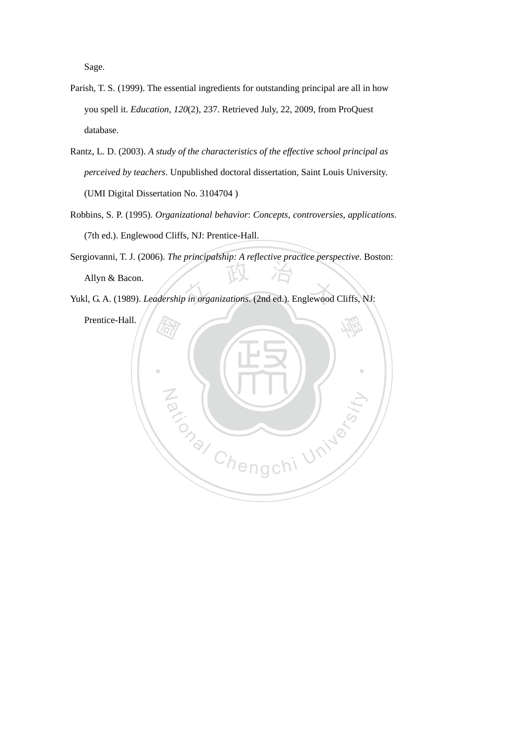Sage.

Parish, T. S. (1999). The essential ingredients for outstanding principal are all in how you spell it. *Education*, *120*(2), 237. Retrieved July, 22, 2009, from ProQuest database.

Rantz, L. D. (2003). *A study of the characteristics of the effective school principal as perceived by teachers*. Unpublished doctoral dissertation, Saint Louis University. (UMI Digital Dissertation No. 3104704 )

Robbins, S. P. (1995). *Organizational behavior*: *Concepts, controversies, applications*. (7th ed.). Englewood Cliffs, NJ: Prentice-Hall.

Sergiovanni, T. J. (2006). *The principalship: A reflective practice perspective.* Boston: Allyn & Bacon.

Yukl, G. A. (1989). *Leadership in organizations*. (2nd ed.). Englewood Cliffs, NJ: Prentice-Hall.